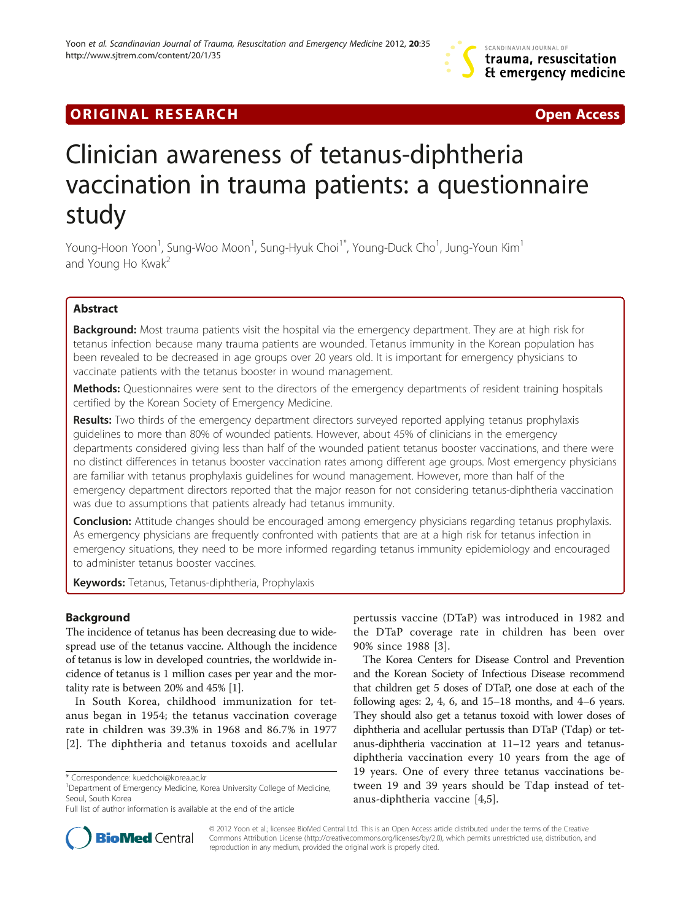ORIGINAL RESEARCH Open Access

# Clinician awareness of tetanus-diphtheria vaccination in trauma patients: a questionnaire study

Young-Hoon Yoon[1], Sung-Woo Moon[1], Sung-Hyuk Choi[1*], Young-Duck Cho[1], Jung-Youn Kim[1] and Young Ho Kwak[2]

## Abstract

**Background:** Most trauma patients visit the hospital via the emergency department. They are at high risk for tetanus infection because many trauma patients are wounded. Tetanus immunity in the Korean population has been revealed to be decreased in age groups over 20 years old. It is important for emergency physicians to vaccinate patients with the tetanus booster in wound management.

**Methods:** Questionnaires were sent to the directors of the emergency departments of resident training hospitals certified by the Korean Society of Emergency Medicine.

**Results:** Two thirds of the emergency department directors surveyed reported applying tetanus prophylaxis guidelines to more than 80% of wounded patients. However, about 45% of clinicians in the emergency departments considered giving less than half of the wounded patient tetanus booster vaccinations, and there were no distinct differences in tetanus booster vaccination rates among different age groups. Most emergency physicians are familiar with tetanus prophylaxis guidelines for wound management. However, more than half of the emergency department directors reported that the major reason for not considering tetanus-diphtheria vaccination was due to assumptions that patients already had tetanus immunity.

**Conclusion:** Attitude changes should be encouraged among emergency physicians regarding tetanus prophylaxis. As emergency physicians are frequently confronted with patients that are at a high risk for tetanus infection in emergency situations, they need to be more informed regarding tetanus immunity epidemiology and encouraged to administer tetanus booster vaccines.

**Keywords:** Tetanus, Tetanus-diphtheria, Prophylaxis

## Background

The incidence of tetanus has been decreasing due to widespread use of the tetanus vaccine. Although the incidence of tetanus is low in developed countries, the worldwide incidence of tetanus is 1 million cases per year and the mortality rate is between 20% and 45% [1].

In South Korea, childhood immunization for tetanus began in 1954; the tetanus vaccination coverage rate in children was 39.3% in 1968 and 86.7% in 1977 [2]. The diphtheria and tetanus toxoids and acellular pertussis vaccine (DTaP) was introduced in 1982 and the DTaP coverage rate in children has been over 90% since 1988 [3].

The Korea Centers for Disease Control and Prevention and the Korean Society of Infectious Disease recommend that children get 5 doses of DTaP, one dose at each of the following ages: 2, 4, 6, and 15–18 months, and 4–6 years. They should also get a tetanus toxoid with lower doses of diphtheria and acellular pertussis than DTaP (Tdap) or tetanus-diphtheria vaccination at 11–12 years and tetanus-diphtheria vaccination every 10 years from the age of 19 years. One of every three tetanus vaccinations between 19 and 39 years should be Tdap instead of tetanus-diphtheria vaccine [4,5].

\* Correspondence: kuedchoi@korea.ac.kr
[1]Department of Emergency Medicine, Korea University College of Medicine, Seoul, South Korea
Full list of author information is available at the end of the article

© 2012 Yoon et al.; licensee BioMed Central Ltd. This is an Open Access article distributed under the terms of the Creative Commons Attribution License (http://creativecommons.org/licenses/by/2.0), which permits unrestricted use, distribution, and reproduction in any medium, provided the original work is properly cited.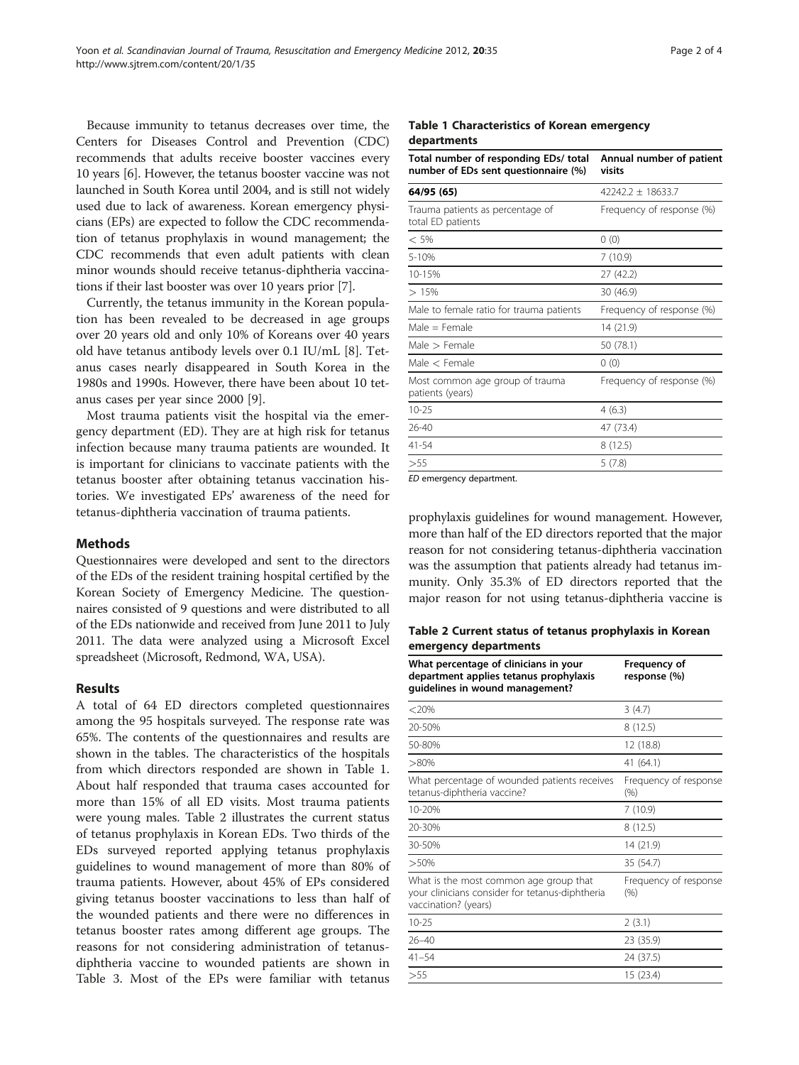Because immunity to tetanus decreases over time, the Centers for Diseases Control and Prevention (CDC) recommends that adults receive booster vaccines every 10 years [6]. However, the tetanus booster vaccine was not launched in South Korea until 2004, and is still not widely used due to lack of awareness. Korean emergency physicians (EPs) are expected to follow the CDC recommendation of tetanus prophylaxis in wound management; the CDC recommends that even adult patients with clean minor wounds should receive tetanus-diphtheria vaccinations if their last booster was over 10 years prior [7].

Currently, the tetanus immunity in the Korean population has been revealed to be decreased in age groups over 20 years old and only 10% of Koreans over 40 years old have tetanus antibody levels over 0.1 IU/mL [8]. Tetanus cases nearly disappeared in South Korea in the 1980s and 1990s. However, there have been about 10 tetanus cases per year since 2000 [9].

Most trauma patients visit the hospital via the emergency department (ED). They are at high risk for tetanus infection because many trauma patients are wounded. It is important for clinicians to vaccinate patients with the tetanus booster after obtaining tetanus vaccination histories. We investigated EPs' awareness of the need for tetanus-diphtheria vaccination of trauma patients.

## Methods

Questionnaires were developed and sent to the directors of the EDs of the resident training hospital certified by the Korean Society of Emergency Medicine. The questionnaires consisted of 9 questions and were distributed to all of the EDs nationwide and received from June 2011 to July 2011. The data were analyzed using a Microsoft Excel spreadsheet (Microsoft, Redmond, WA, USA).

## Results

A total of 64 ED directors completed questionnaires among the 95 hospitals surveyed. The response rate was 65%. The contents of the questionnaires and results are shown in the tables. The characteristics of the hospitals from which directors responded are shown in Table 1. About half responded that trauma cases accounted for more than 15% of all ED visits. Most trauma patients were young males. Table 2 illustrates the current status of tetanus prophylaxis in Korean EDs. Two thirds of the EDs surveyed reported applying tetanus prophylaxis guidelines to wound management of more than 80% of trauma patients. However, about 45% of EPs considered giving tetanus booster vaccinations to less than half of the wounded patients and there were no differences in tetanus booster rates among different age groups. The reasons for not considering administration of tetanus-diphtheria vaccine to wounded patients are shown in Table 3. Most of the EPs were familiar with tetanus prophylaxis guidelines for wound management. However, more than half of the ED directors reported that the major reason for not considering tetanus-diphtheria vaccination was the assumption that patients already had tetanus immunity. Only 35.3% of ED directors reported that the major reason for not using tetanus-diphtheria vaccine is

**Table 1 Characteristics of Korean emergency departments**

| Total number of responding EDs/ total number of EDs sent questionnaire (%) | Annual number of patient visits |
|---|---|
| **64/95 (65)** | 42242.2 ± 18633.7 |
| Trauma patients as percentage of total ED patients | Frequency of response (%) |
| < 5% | 0 (0) |
| 5-10% | 7 (10.9) |
| 10-15% | 27 (42.2) |
| > 15% | 30 (46.9) |
| Male to female ratio for trauma patients | Frequency of response (%) |
| Male = Female | 14 (21.9) |
| Male > Female | 50 (78.1) |
| Male < Female | 0 (0) |
| Most common age group of trauma patients (years) | Frequency of response (%) |
| 10-25 | 4 (6.3) |
| 26-40 | 47 (73.4) |
| 41-54 | 8 (12.5) |
| >55 | 5 (7.8) |

*ED* emergency department.

**Table 2 Current status of tetanus prophylaxis in Korean emergency departments**

| What percentage of clinicians in your department applies tetanus prophylaxis guidelines in wound management? | Frequency of response (%) |
|---|---|
| <20% | 3 (4.7) |
| 20-50% | 8 (12.5) |
| 50-80% | 12 (18.8) |
| >80% | 41 (64.1) |
| What percentage of wounded patients receives tetanus-diphtheria vaccine? | Frequency of response (%) |
| 10-20% | 7 (10.9) |
| 20-30% | 8 (12.5) |
| 30-50% | 14 (21.9) |
| >50% | 35 (54.7) |
| What is the most common age group that your clinicians consider for tetanus-diphtheria vaccination? (years) | Frequency of response (%) |
| 10-25 | 2 (3.1) |
| 26–40 | 23 (35.9) |
| 41–54 | 24 (37.5) |
| >55 | 15 (23.4) |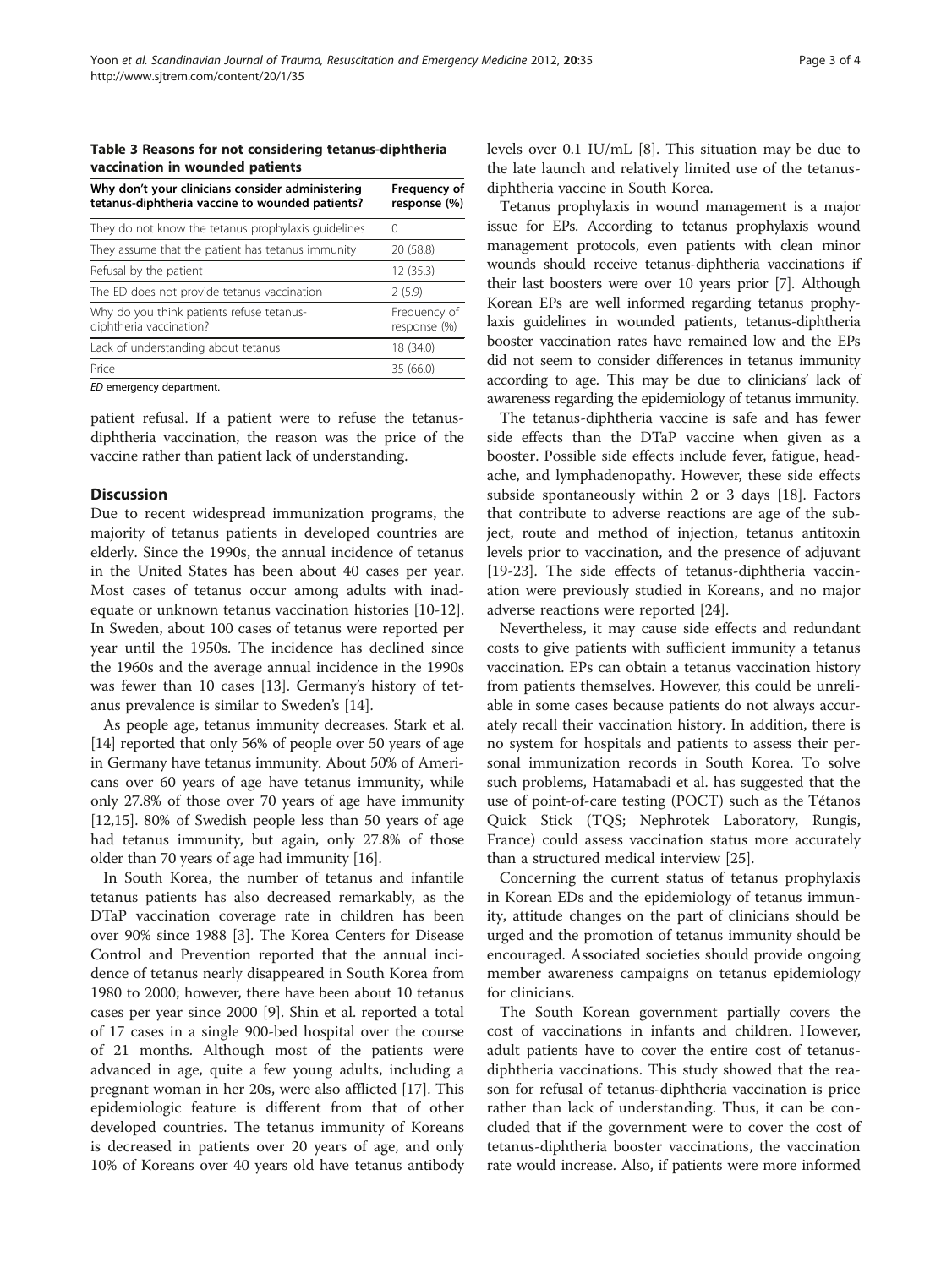**Table 3 Reasons for not considering tetanus-diphtheria vaccination in wounded patients**

| Why don't your clinicians consider administering tetanus-diphtheria vaccine to wounded patients? | Frequency of response (%) |
|---|---|
| They do not know the tetanus prophylaxis guidelines | 0 |
| They assume that the patient has tetanus immunity | 20 (58.8) |
| Refusal by the patient | 12 (35.3) |
| The ED does not provide tetanus vaccination | 2 (5.9) |
| **Why do you think patients refuse tetanus-diphtheria vaccination?** | **Frequency of response (%)** |
| Lack of understanding about tetanus | 18 (34.0) |
| Price | 35 (66.0) |

*ED* emergency department.

patient refusal. If a patient were to refuse the tetanus-diphtheria vaccination, the reason was the price of the vaccine rather than patient lack of understanding.

## Discussion

Due to recent widespread immunization programs, the majority of tetanus patients in developed countries are elderly. Since the 1990s, the annual incidence of tetanus in the United States has been about 40 cases per year. Most cases of tetanus occur among adults with inadequate or unknown tetanus vaccination histories [10-12]. In Sweden, about 100 cases of tetanus were reported per year until the 1950s. The incidence has declined since the 1960s and the average annual incidence in the 1990s was fewer than 10 cases [13]. Germany's history of tetanus prevalence is similar to Sweden's [14].

As people age, tetanus immunity decreases. Stark et al. [14] reported that only 56% of people over 50 years of age in Germany have tetanus immunity. About 50% of Americans over 60 years of age have tetanus immunity, while only 27.8% of those over 70 years of age have immunity [12,15]. 80% of Swedish people less than 50 years of age had tetanus immunity, but again, only 27.8% of those older than 70 years of age had immunity [16].

In South Korea, the number of tetanus and infantile tetanus patients has also decreased remarkably, as the DTaP vaccination coverage rate in children has been over 90% since 1988 [3]. The Korea Centers for Disease Control and Prevention reported that the annual incidence of tetanus nearly disappeared in South Korea from 1980 to 2000; however, there have been about 10 tetanus cases per year since 2000 [9]. Shin et al. reported a total of 17 cases in a single 900-bed hospital over the course of 21 months. Although most of the patients were advanced in age, quite a few young adults, including a pregnant woman in her 20s, were also afflicted [17]. This epidemiologic feature is different from that of other developed countries. The tetanus immunity of Koreans is decreased in patients over 20 years of age, and only 10% of Koreans over 40 years old have tetanus antibody levels over 0.1 IU/mL [8]. This situation may be due to the late launch and relatively limited use of the tetanus-diphtheria vaccine in South Korea.

Tetanus prophylaxis in wound management is a major issue for EPs. According to tetanus prophylaxis wound management protocols, even patients with clean minor wounds should receive tetanus-diphtheria vaccinations if their last boosters were over 10 years prior [7]. Although Korean EPs are well informed regarding tetanus prophylaxis guidelines in wounded patients, tetanus-diphtheria booster vaccination rates have remained low and the EPs did not seem to consider differences in tetanus immunity according to age. This may be due to clinicians' lack of awareness regarding the epidemiology of tetanus immunity.

The tetanus-diphtheria vaccine is safe and has fewer side effects than the DTaP vaccine when given as a booster. Possible side effects include fever, fatigue, headache, and lymphadenopathy. However, these side effects subside spontaneously within 2 or 3 days [18]. Factors that contribute to adverse reactions are age of the subject, route and method of injection, tetanus antitoxin levels prior to vaccination, and the presence of adjuvant [19-23]. The side effects of tetanus-diphtheria vaccination were previously studied in Koreans, and no major adverse reactions were reported [24].

Nevertheless, it may cause side effects and redundant costs to give patients with sufficient immunity a tetanus vaccination. EPs can obtain a tetanus vaccination history from patients themselves. However, this could be unreliable in some cases because patients do not always accurately recall their vaccination history. In addition, there is no system for hospitals and patients to assess their personal immunization records in South Korea. To solve such problems, Hatamabadi et al. has suggested that the use of point-of-care testing (POCT) such as the Tétanos Quick Stick (TQS; Nephrotek Laboratory, Rungis, France) could assess vaccination status more accurately than a structured medical interview [25].

Concerning the current status of tetanus prophylaxis in Korean EDs and the epidemiology of tetanus immunity, attitude changes on the part of clinicians should be urged and the promotion of tetanus immunity should be encouraged. Associated societies should provide ongoing member awareness campaigns on tetanus epidemiology for clinicians.

The South Korean government partially covers the cost of vaccinations in infants and children. However, adult patients have to cover the entire cost of tetanus-diphtheria vaccinations. This study showed that the reason for refusal of tetanus-diphtheria vaccination is price rather than lack of understanding. Thus, it can be concluded that if the government were to cover the cost of tetanus-diphtheria booster vaccinations, the vaccination rate would increase. Also, if patients were more informed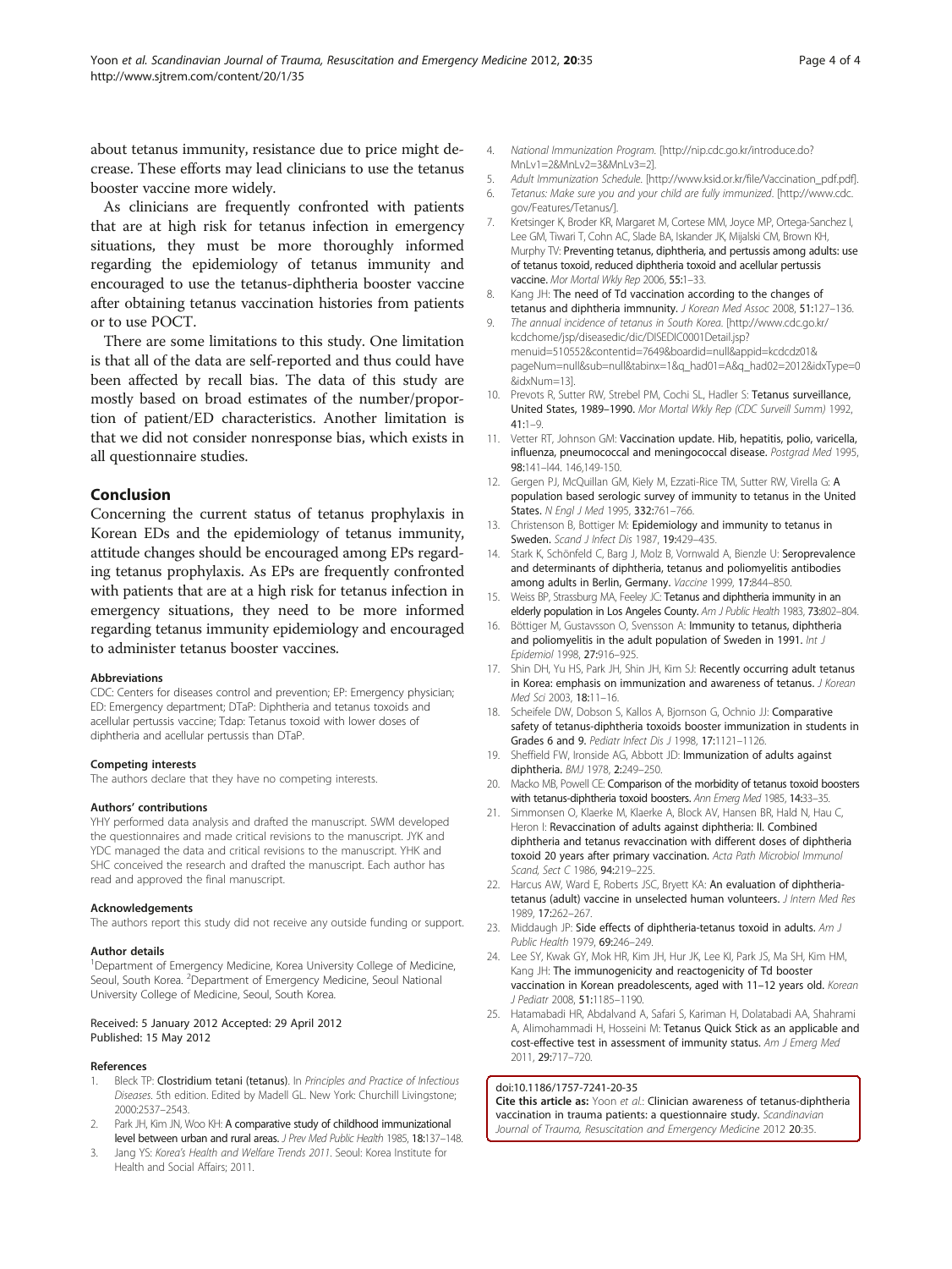about tetanus immunity, resistance due to price might decrease. These efforts may lead clinicians to use the tetanus booster vaccine more widely.

As clinicians are frequently confronted with patients that are at high risk for tetanus infection in emergency situations, they must be more thoroughly informed regarding the epidemiology of tetanus immunity and encouraged to use the tetanus-diphtheria booster vaccine after obtaining tetanus vaccination histories from patients or to use POCT.

There are some limitations to this study. One limitation is that all of the data are self-reported and thus could have been affected by recall bias. The data of this study are mostly based on broad estimates of the number/proportion of patient/ED characteristics. Another limitation is that we did not consider nonresponse bias, which exists in all questionnaire studies.

## Conclusion

Concerning the current status of tetanus prophylaxis in Korean EDs and the epidemiology of tetanus immunity, attitude changes should be encouraged among EPs regarding tetanus prophylaxis. As EPs are frequently confronted with patients that are at a high risk for tetanus infection in emergency situations, they need to be more informed regarding tetanus immunity epidemiology and encouraged to administer tetanus booster vaccines.

#### Abbreviations

CDC: Centers for diseases control and prevention; EP: Emergency physician; ED: Emergency department; DTaP: Diphtheria and tetanus toxoids and acellular pertussis vaccine; Tdap: Tetanus toxoid with lower doses of diphtheria and acellular pertussis than DTaP.

#### Competing interests

The authors declare that they have no competing interests.

#### Authors' contributions

YHY performed data analysis and drafted the manuscript. SWM developed the questionnaires and made critical revisions to the manuscript. JYK and YDC managed the data and critical revisions to the manuscript. YHK and SHC conceived the research and drafted the manuscript. Each author has read and approved the final manuscript.

#### Acknowledgements

The authors report this study did not receive any outside funding or support.

#### Author details

[1]Department of Emergency Medicine, Korea University College of Medicine, Seoul, South Korea. [2]Department of Emergency Medicine, Seoul National University College of Medicine, Seoul, South Korea.

Received: 5 January 2012 Accepted: 29 April 2012
Published: 15 May 2012

#### References

1. Bleck TP: **Clostridium tetani (tetanus).** In *Principles and Practice of Infectious Diseases.* 5th edition. Edited by Madell GL. New York: Churchill Livingstone; 2000:2537–2543.
2. Park JH, Kim JN, Woo KH: **A comparative study of childhood immunizational level between urban and rural areas.** *J Prev Med Public Health* 1985, **18:**137–148.
3. Jang YS: *Korea's Health and Welfare Trends 2011.* Seoul: Korea Institute for Health and Social Affairs; 2011.
4. *National Immunization Program.* [http://nip.cdc.go.kr/introduce.do?MnLv1=2&MnLv2=3&MnLv3=2].
5. *Adult Immunization Schedule.* [http://www.ksid.or.kr/file/Vaccination_pdf.pdf].
6. *Tetanus: Make sure you and your child are fully immunized.* [http://www.cdc.gov/Features/Tetanus/].
7. Kretsinger K, Broder KR, Margaret M, Cortese MM, Joyce MP, Ortega-Sanchez I, Lee GM, Tiwari T, Cohn AC, Slade BA, Iskander JK, Mijalski CM, Brown KH, Murphy TV: **Preventing tetanus, diphtheria, and pertussis among adults: use of tetanus toxoid, reduced diphtheria toxoid and acellular pertussis vaccine.** *Mor Mortal Wkly Rep* 2006, **55:**1–33.
8. Kang JH: **The need of Td vaccination according to the changes of tetanus and diphtheria immnunity.** *J Korean Med Assoc* 2008, **51:**127–136.
9. *The annual incidence of tetanus in South Korea.* [http://www.cdc.go.kr/kcdchome/jsp/diseasedic/dic/DISEDIC0001Detail.jsp?menuid=510552&contentid=7649&boardid=null&appid=kcdcdz01&pageNum=null&sub=null&tabinx=1&q_had01=A&q_had02=2012&idxType=0&idxNum=13].
10. Prevots R, Sutter RW, Strebel PM, Cochi SL, Hadler S: **Tetanus surveillance, United States, 1989–1990.** *Mor Mortal Wkly Rep (CDC Surveill Summ)* 1992, **41:**1–9.
11. Vetter RT, Johnson GM: **Vaccination update. Hib, hepatitis, polio, varicella, influenza, pneumococcal and meningococcal disease.** *Postgrad Med* 1995, **98:**141–l44. 146,149-150.
12. Gergen PJ, McQuillan GM, Kiely M, Ezzati-Rice TM, Sutter RW, Virella G: **A population based serologic survey of immunity to tetanus in the United States.** *N Engl J Med* 1995, **332:**761–766.
13. Christenson B, Bottiger M: **Epidemiology and immunity to tetanus in Sweden.** *Scand J Infect Dis* 1987, **19:**429–435.
14. Stark K, Schönfeld C, Barg J, Molz B, Vornwald A, Bienzle U: **Seroprevalence and determinants of diphtheria, tetanus and poliomyelitis antibodies among adults in Berlin, Germany.** *Vaccine* 1999, **17:**844–850.
15. Weiss BP, Strassburg MA, Feeley JC: **Tetanus and diphtheria immunity in an elderly population in Los Angeles County.** *Am J Public Health* 1983, **73:**802–804.
16. Böttiger M, Gustavsson O, Svensson A: **Immunity to tetanus, diphtheria and poliomyelitis in the adult population of Sweden in 1991.** *Int J Epidemiol* 1998, **27:**916–925.
17. Shin DH, Yu HS, Park JH, Shin JH, Kim SJ: **Recently occurring adult tetanus in Korea: emphasis on immunization and awareness of tetanus.** *J Korean Med Sci* 2003, **18:**11–16.
18. Scheifele DW, Dobson S, Kallos A, Bjornson G, Ochnio JJ: **Comparative safety of tetanus-diphtheria toxoids booster immunization in students in Grades 6 and 9.** *Pediatr Infect Dis J* 1998, **17:**1121–1126.
19. Sheffield FW, Ironside AG, Abbott JD: **Immunization of adults against diphtheria.** *BMJ* 1978, **2:**249–250.
20. Macko MB, Powell CE: **Comparison of the morbidity of tetanus toxoid boosters with tetanus-diphtheria toxoid boosters.** *Ann Emerg Med* 1985, **14:**33–35.
21. Simmonsen O, Klaerke M, Klaerke A, Block AV, Hansen BR, Hald N, Hau C, Heron I: **Revaccination of adults against diphtheria: II. Combined diphtheria and tetanus revaccination with different doses of diphtheria toxoid 20 years after primary vaccination.** *Acta Path Microbiol Immunol Scand, Sect C* 1986, **94:**219–225.
22. Harcus AW, Ward E, Roberts JSC, Bryett KA: **An evaluation of diphtheria-tetanus (adult) vaccine in unselected human volunteers.** *J Intern Med Res* 1989, **17:**262–267.
23. Middaugh JP: **Side effects of diphtheria-tetanus toxoid in adults.** *Am J Public Health* 1979, **69:**246–249.
24. Lee SY, Kwak GY, Mok HR, Kim JH, Hur JK, Lee KI, Park JS, Ma SH, Kim HM, Kang JH: **The immunogenicity and reactogenicity of Td booster vaccination in Korean preadolescents, aged with 11–12 years old.** *Korean J Pediatr* 2008, **51:**1185–1190.
25. Hatamabadi HR, Abdalvand A, Safari S, Kariman H, Dolatabadi AA, Shahrami A, Alimohammadi H, Hosseini M: **Tetanus Quick Stick as an applicable and cost-effective test in assessment of immunity status.** *Am J Emerg Med* 2011, **29:**717–720.

doi:10.1186/1757-7241-20-35

**Cite this article as:** Yoon *et al.*: Clinician awareness of tetanus-diphtheria vaccination in trauma patients: a questionnaire study. *Scandinavian Journal of Trauma, Resuscitation and Emergency Medicine* 2012 **20**:35.